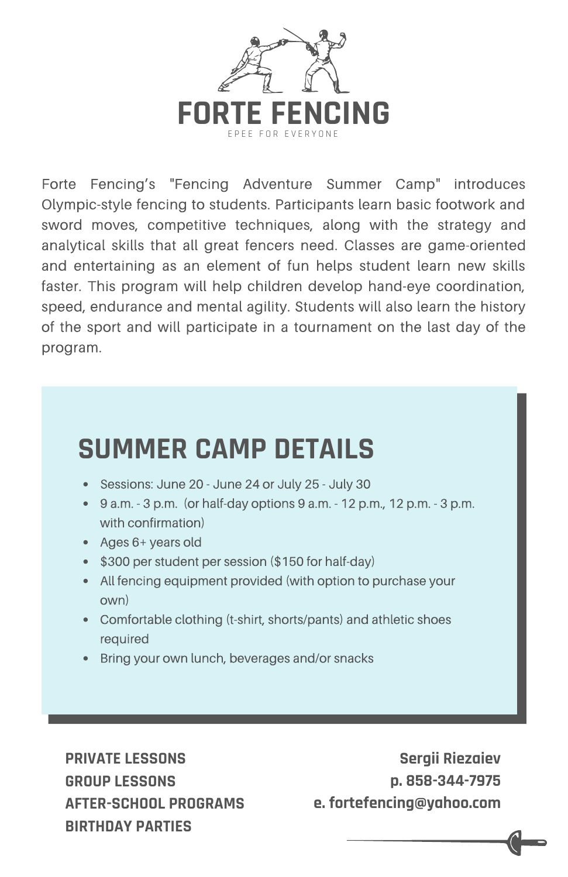# FORTE FENCING

EPEE FOR EVERYONE

Forte Fencing's "Fencing Adventure Summer Camp" introduces Olympic-style fencing to students. Participants learn basic footwork and sword moves, competitive techniques, along with the strategy and analytical skills that all great fencers need. Classes are game-oriented and entertaining as an element of fun helps student learn new skills faster. This program will help children develop hand-eye coordination, speed, endurance and mental agility. Students will also learn the history of the sport and will participate in a tournament on the last day of the program.

## SUMMER CAMP DETAILS

- Sessions: June 20 - June 24 or July 25 - July 30
- 9 a.m. - 3 p.m. (or half-day options 9 a.m. - 12 p.m., 12 p.m. - 3 p.m. with confirmation)
- Ages 6+ years old
- $300 per student per session ($150 for half-day)
- All fencing equipment provided (with option to purchase your own)
- Comfortable clothing (t-shirt, shorts/pants) and athletic shoes required
- Bring your own lunch, beverages and/or snacks

**PRIVATE LESSONS**
**GROUP LESSONS**
**AFTER-SCHOOL PROGRAMS**
**BIRTHDAY PARTIES**

**Sergii Riezaiev**
**p. 858-344-7975**
**e. fortefencing@yahoo.com**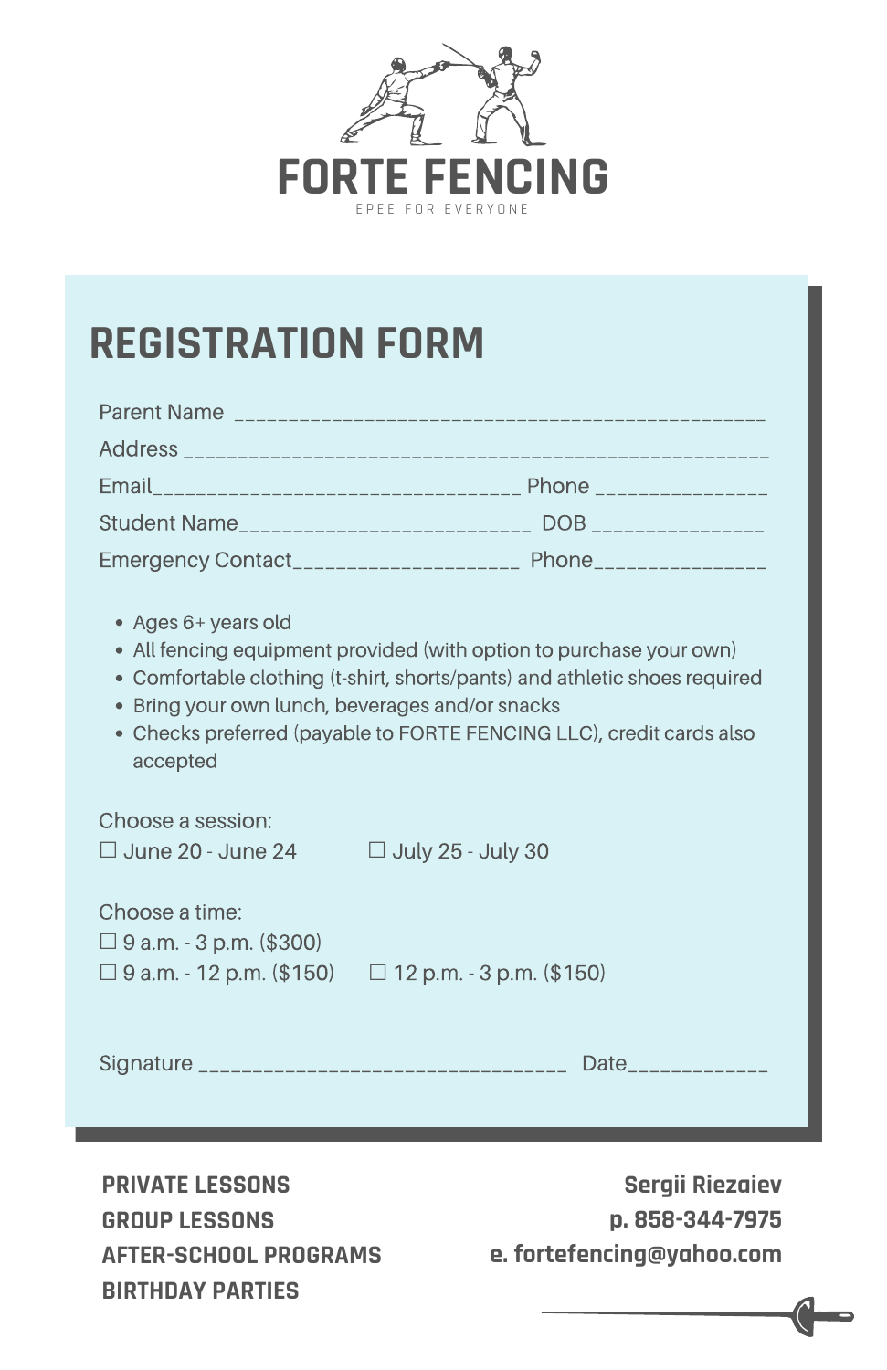# FORTE FENCING

EPEE FOR EVERYONE

## REGISTRATION FORM

Parent Name ______________________________________________

Address ______________________________________________________

Email_________________________________ Phone ______________

Student Name__________________________ DOB _______________

Emergency Contact___________________ Phone_______________

- Ages 6+ years old
- All fencing equipment provided (with option to purchase your own)
- Comfortable clothing (t-shirt, shorts/pants) and athletic shoes required
- Bring your own lunch, beverages and/or snacks
- Checks preferred (payable to FORTE FENCING LLC), credit cards also accepted

Choose a session:

☐ June 20 - June 24 ☐ July 25 - July 30

Choose a time:

☐ 9 a.m. - 3 p.m. ($300)

☐ 9 a.m. - 12 p.m. ($150) ☐ 12 p.m. - 3 p.m. ($150)

Signature _________________________________ Date____________

**PRIVATE LESSONS**
**GROUP LESSONS**
**AFTER-SCHOOL PROGRAMS**
**BIRTHDAY PARTIES**

**Sergii Riezaiev**
**p. 858-344-7975**
**e. fortefencing@yahoo.com**